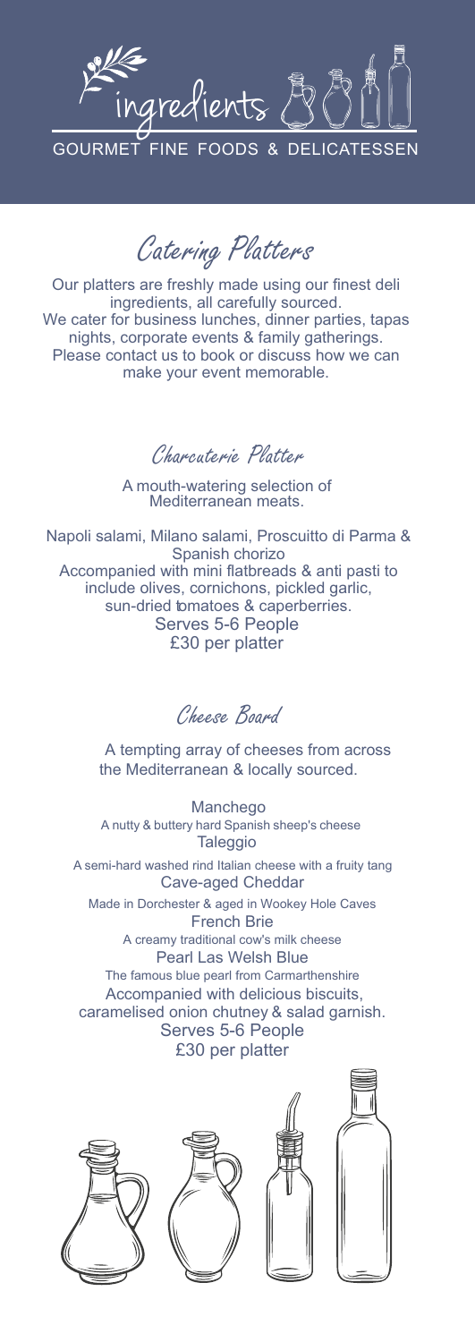# ingredients

GOURMET FINE FOODS & DELICATESSEN

## Catering Platters

Our platters are freshly made using our finest deli ingredients, all carefully sourced.
We cater for business lunches, dinner parties, tapas nights, corporate events & family gatherings.
Please contact us to book or discuss how we can make your event memorable.

### Charcuterie Platter

A mouth-watering selection of Mediterranean meats.

Napoli salami, Milano salami, Proscuitto di Parma & Spanish chorizo
Accompanied with mini flatbreads & anti pasti to include olives, cornichons, pickled garlic, sun-dried tomatoes & caperberries.
Serves 5-6 People
£30 per platter

### Cheese Board

A tempting array of cheeses from across the Mediterranean & locally sourced.

Manchego
A nutty & buttery hard Spanish sheep's cheese

Taleggio
A semi-hard washed rind Italian cheese with a fruity tang

Cave-aged Cheddar
Made in Dorchester & aged in Wookey Hole Caves

French Brie
A creamy traditional cow's milk cheese

Pearl Las Welsh Blue
The famous blue pearl from Carmarthenshire

Accompanied with delicious biscuits, caramelised onion chutney & salad garnish.
Serves 5-6 People
£30 per platter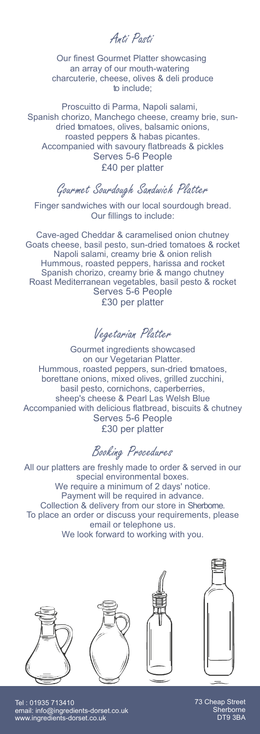## Anti Pasti

Our finest Gourmet Platter showcasing
an array of our mouth-watering
charcuterie, cheese, olives & deli produce
to include;

Proscuitto di Parma, Napoli salami,
Spanish chorizo, Manchego cheese, creamy brie, sun-dried tomatoes, olives, balsamic onions,
roasted peppers & habas picantes.
Accompanied with savoury flatbreads & pickles
Serves 5-6 People
£40 per platter

## Gourmet Sourdough Sandwich Platter

Finger sandwiches with our local sourdough bread.
Our fillings to include:

Cave-aged Cheddar & caramelised onion chutney
Goats cheese, basil pesto, sun-dried tomatoes & rocket
Napoli salami, creamy brie & onion relish
Hummous, roasted peppers, harissa and rocket
Spanish chorizo, creamy brie & mango chutney
Roast Mediterranean vegetables, basil pesto & rocket
Serves 5-6 People
£30 per platter

## Vegetarian Platter

Gourmet ingredients showcased
on our Vegetarian Platter.
Hummous, roasted peppers, sun-dried tomatoes,
borettane onions, mixed olives, grilled zucchini,
basil pesto, cornichons, caperberries,
sheep's cheese & Pearl Las Welsh Blue
Accompanied with delicious flatbread, biscuits & chutney
Serves 5-6 People
£30 per platter

## Booking Procedures

All our platters are freshly made to order & served in our special environmental boxes.
We require a minimum of 2 days' notice.
Payment will be required in advance.
Collection & delivery from our store in Sherborne.
To place an order or discuss your requirements, please email or telephone us.
We look forward to working with you.

Tel : 01935 713410
email: info@ingredients-dorset.co.uk
www.ingredients-dorset.co.uk

73 Cheap Street
Sherborne
DT9 3BA